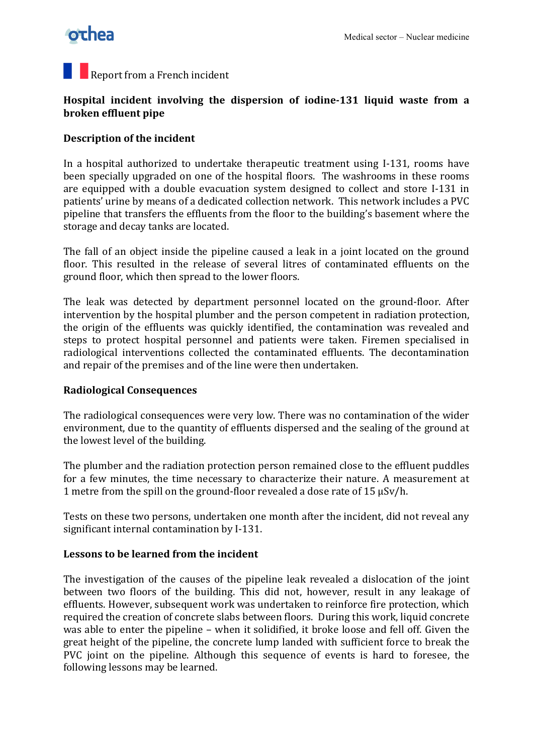Report from a French incident

## Hospital incident involving the dispersion of iodine-131 liquid waste from a broken effluent pipe

### Description of the incident

In a hospital authorized to undertake therapeutic treatment using I-131, rooms have been specially upgraded on one of the hospital floors. The washrooms in these rooms are equipped with a double evacuation system designed to collect and store I-131 in patients' urine by means of a dedicated collection network. This network includes a PVC pipeline that transfers the effluents from the floor to the building's basement where the storage and decay tanks are located.

The fall of an object inside the pipeline caused a leak in a joint located on the ground floor. This resulted in the release of several litres of contaminated effluents on the ground floor, which then spread to the lower floors.

The leak was detected by department personnel located on the ground-floor. After intervention by the hospital plumber and the person competent in radiation protection, the origin of the effluents was quickly identified, the contamination was revealed and steps to protect hospital personnel and patients were taken. Firemen specialised in radiological interventions collected the contaminated effluents. The decontamination and repair of the premises and of the line were then undertaken.

### Radiological Consequences

The radiological consequences were very low. There was no contamination of the wider environment, due to the quantity of effluents dispersed and the sealing of the ground at the lowest level of the building.

The plumber and the radiation protection person remained close to the effluent puddles for a few minutes, the time necessary to characterize their nature. A measurement at 1 metre from the spill on the ground-floor revealed a dose rate of 15 µSv/h.

Tests on these two persons, undertaken one month after the incident, did not reveal any significant internal contamination by I-131.

### Lessons to be learned from the incident

The investigation of the causes of the pipeline leak revealed a dislocation of the joint between two floors of the building. This did not, however, result in any leakage of effluents. However, subsequent work was undertaken to reinforce fire protection, which required the creation of concrete slabs between floors. During this work, liquid concrete was able to enter the pipeline – when it solidified, it broke loose and fell off. Given the great height of the pipeline, the concrete lump landed with sufficient force to break the PVC joint on the pipeline. Although this sequence of events is hard to foresee, the following lessons may be learned.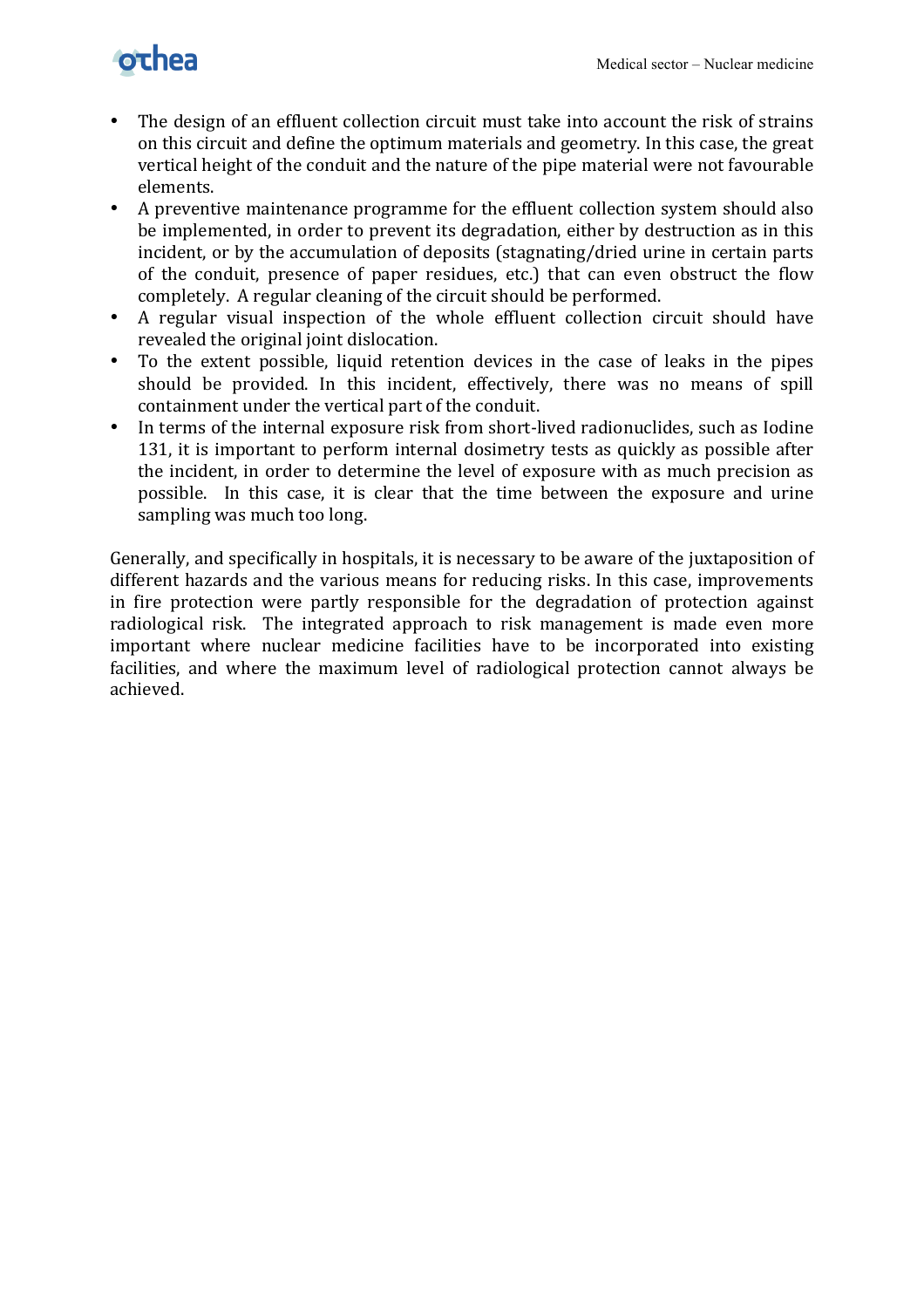- The design of an effluent collection circuit must take into account the risk of strains on this circuit and define the optimum materials and geometry. In this case, the great vertical height of the conduit and the nature of the pipe material were not favourable elements.
- A preventive maintenance programme for the effluent collection system should also be implemented, in order to prevent its degradation, either by destruction as in this incident, or by the accumulation of deposits (stagnating/dried urine in certain parts of the conduit, presence of paper residues, etc.) that can even obstruct the flow completely. A regular cleaning of the circuit should be performed.
- A regular visual inspection of the whole effluent collection circuit should have revealed the original joint dislocation.
- To the extent possible, liquid retention devices in the case of leaks in the pipes should be provided. In this incident, effectively, there was no means of spill containment under the vertical part of the conduit.
- In terms of the internal exposure risk from short-lived radionuclides, such as Iodine 131, it is important to perform internal dosimetry tests as quickly as possible after the incident, in order to determine the level of exposure with as much precision as possible. In this case, it is clear that the time between the exposure and urine sampling was much too long.

Generally, and specifically in hospitals, it is necessary to be aware of the juxtaposition of different hazards and the various means for reducing risks. In this case, improvements in fire protection were partly responsible for the degradation of protection against radiological risk. The integrated approach to risk management is made even more important where nuclear medicine facilities have to be incorporated into existing facilities, and where the maximum level of radiological protection cannot always be achieved.